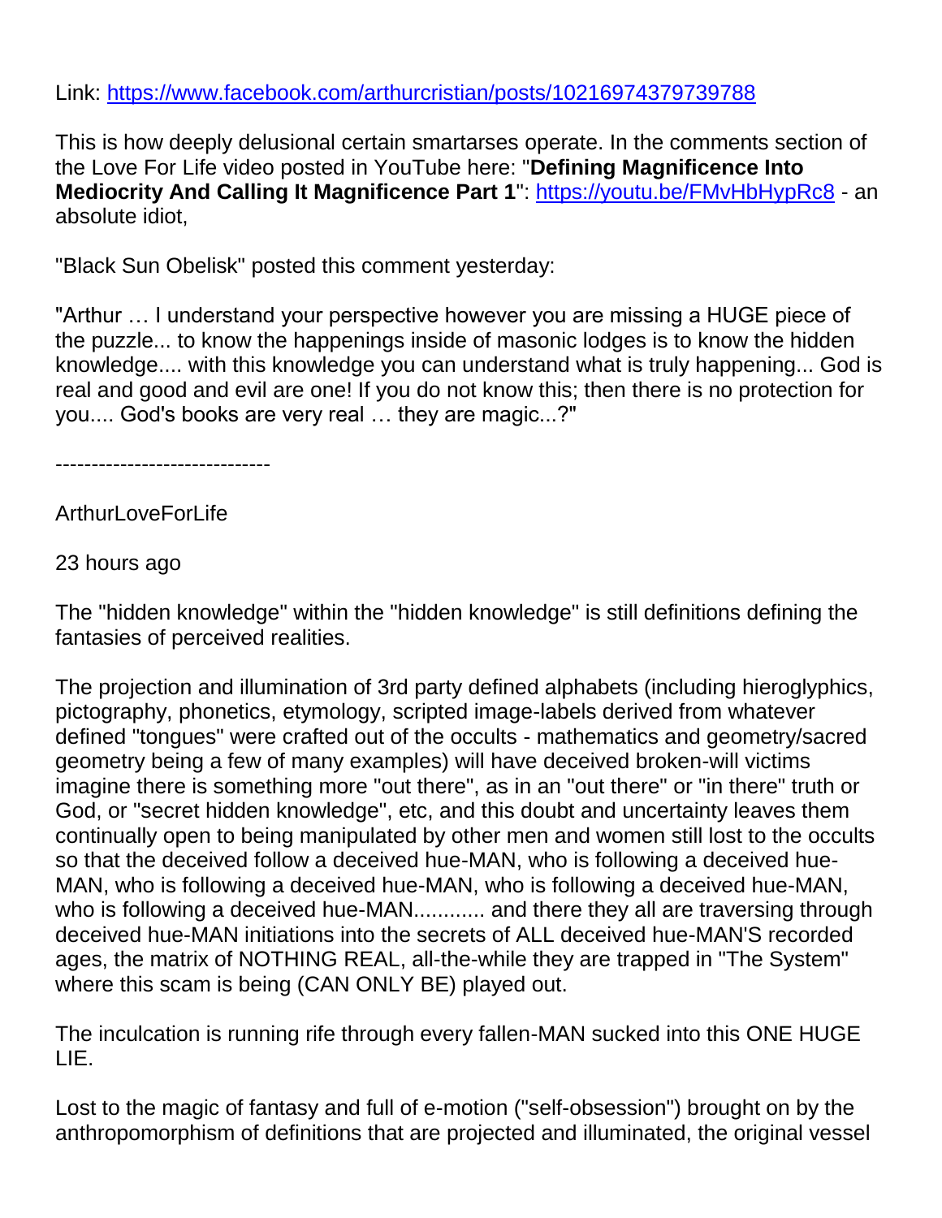Link: https://www.facebook.com/arthurcristian/posts/10216974379739788

This is how deeply delusional certain smartarses operate. In the comments section of the Love For Life video posted in YouTube here: "**Defining Magnificence Into Mediocrity And Calling It Magnificence Part 1**": https://youtu.be/FMvHbHypRc8 - an absolute idiot,

"Black Sun Obelisk" posted this comment yesterday:

"Arthur … I understand your perspective however you are missing a HUGE piece of the puzzle... to know the happenings inside of masonic lodges is to know the hidden knowledge.... with this knowledge you can understand what is truly happening... God is real and good and evil are one! If you do not know this; then there is no protection for you.... God's books are very real … they are magic...?"

------------------------------

ArthurLoveForLife

23 hours ago

The "hidden knowledge" within the "hidden knowledge" is still definitions defining the fantasies of perceived realities.

The projection and illumination of 3rd party defined alphabets (including hieroglyphics, pictography, phonetics, etymology, scripted image-labels derived from whatever defined "tongues" were crafted out of the occults - mathematics and geometry/sacred geometry being a few of many examples) will have deceived broken-will victims imagine there is something more "out there", as in an "out there" or "in there" truth or God, or "secret hidden knowledge", etc, and this doubt and uncertainty leaves them continually open to being manipulated by other men and women still lost to the occults so that the deceived follow a deceived hue-MAN, who is following a deceived hue-MAN, who is following a deceived hue-MAN, who is following a deceived hue-MAN, who is following a deceived hue-MAN............ and there they all are traversing through deceived hue-MAN initiations into the secrets of ALL deceived hue-MAN'S recorded ages, the matrix of NOTHING REAL, all-the-while they are trapped in "The System" where this scam is being (CAN ONLY BE) played out.

The inculcation is running rife through every fallen-MAN sucked into this ONE HUGE LIE.

Lost to the magic of fantasy and full of e-motion ("self-obsession") brought on by the anthropomorphism of definitions that are projected and illuminated, the original vessel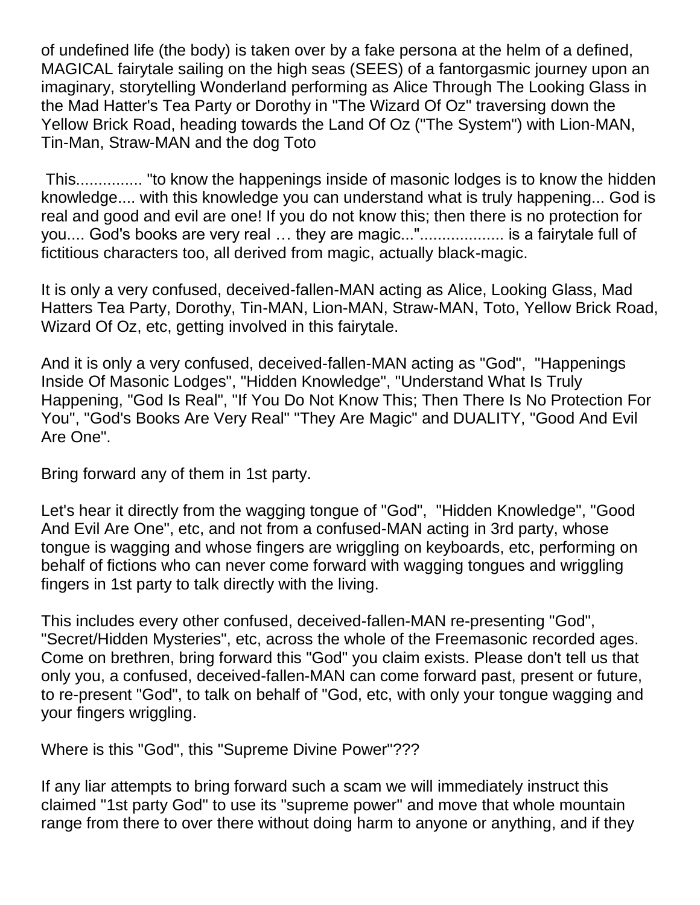of undefined life (the body) is taken over by a fake persona at the helm of a defined, MAGICAL fairytale sailing on the high seas (SEES) of a fantorgasmic journey upon an imaginary, storytelling Wonderland performing as Alice Through The Looking Glass in the Mad Hatter's Tea Party or Dorothy in "The Wizard Of Oz" traversing down the Yellow Brick Road, heading towards the Land Of Oz ("The System") with Lion-MAN, Tin-Man, Straw-MAN and the dog Toto

This............... "to know the happenings inside of masonic lodges is to know the hidden knowledge.... with this knowledge you can understand what is truly happening... God is real and good and evil are one! If you do not know this; then there is no protection for you.... God's books are very real … they are magic..."................... is a fairytale full of fictitious characters too, all derived from magic, actually black-magic.

It is only a very confused, deceived-fallen-MAN acting as Alice, Looking Glass, Mad Hatters Tea Party, Dorothy, Tin-MAN, Lion-MAN, Straw-MAN, Toto, Yellow Brick Road, Wizard Of Oz, etc, getting involved in this fairytale.

And it is only a very confused, deceived-fallen-MAN acting as "God", "Happenings Inside Of Masonic Lodges", "Hidden Knowledge", "Understand What Is Truly Happening, "God Is Real", "If You Do Not Know This; Then There Is No Protection For You", "God's Books Are Very Real" "They Are Magic" and DUALITY, "Good And Evil Are One".

Bring forward any of them in 1st party.

Let's hear it directly from the wagging tongue of "God", "Hidden Knowledge", "Good And Evil Are One", etc, and not from a confused-MAN acting in 3rd party, whose tongue is wagging and whose fingers are wriggling on keyboards, etc, performing on behalf of fictions who can never come forward with wagging tongues and wriggling fingers in 1st party to talk directly with the living.

This includes every other confused, deceived-fallen-MAN re-presenting "God", "Secret/Hidden Mysteries", etc, across the whole of the Freemasonic recorded ages. Come on brethren, bring forward this "God" you claim exists. Please don't tell us that only you, a confused, deceived-fallen-MAN can come forward past, present or future, to re-present "God", to talk on behalf of "God, etc, with only your tongue wagging and your fingers wriggling.

Where is this "God", this "Supreme Divine Power"???

If any liar attempts to bring forward such a scam we will immediately instruct this claimed "1st party God" to use its "supreme power" and move that whole mountain range from there to over there without doing harm to anyone or anything, and if they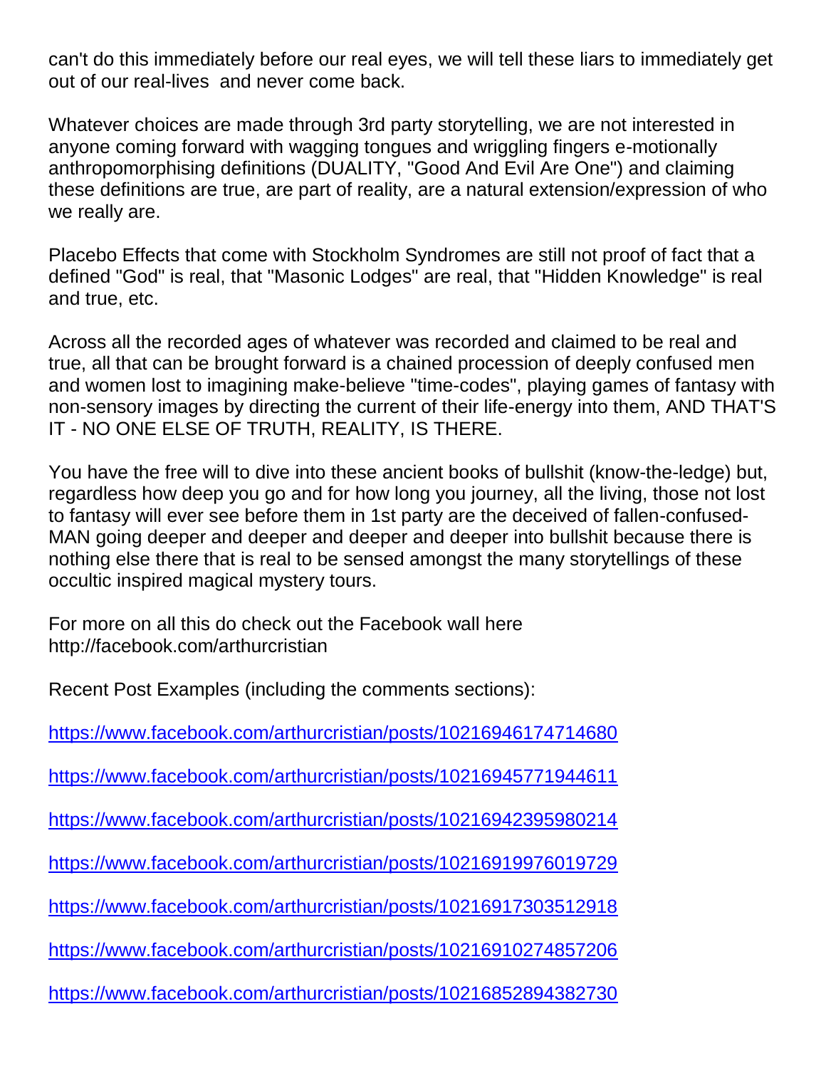can't do this immediately before our real eyes, we will tell these liars to immediately get out of our real-lives and never come back.

Whatever choices are made through 3rd party storytelling, we are not interested in anyone coming forward with wagging tongues and wriggling fingers e-motionally anthropomorphising definitions (DUALITY, "Good And Evil Are One") and claiming these definitions are true, are part of reality, are a natural extension/expression of who we really are.

Placebo Effects that come with Stockholm Syndromes are still not proof of fact that a defined "God" is real, that "Masonic Lodges" are real, that "Hidden Knowledge" is real and true, etc.

Across all the recorded ages of whatever was recorded and claimed to be real and true, all that can be brought forward is a chained procession of deeply confused men and women lost to imagining make-believe "time-codes", playing games of fantasy with non-sensory images by directing the current of their life-energy into them, AND THAT'S IT - NO ONE ELSE OF TRUTH, REALITY, IS THERE.

You have the free will to dive into these ancient books of bullshit (know-the-ledge) but, regardless how deep you go and for how long you journey, all the living, those not lost to fantasy will ever see before them in 1st party are the deceived of fallen-confused-MAN going deeper and deeper and deeper and deeper into bullshit because there is nothing else there that is real to be sensed amongst the many storytellings of these occultic inspired magical mystery tours.

For more on all this do check out the Facebook wall here
http://facebook.com/arthurcristian

Recent Post Examples (including the comments sections):

https://www.facebook.com/arthurcristian/posts/10216946174714680

https://www.facebook.com/arthurcristian/posts/10216945771944611

https://www.facebook.com/arthurcristian/posts/10216942395980214

https://www.facebook.com/arthurcristian/posts/10216919976019729

https://www.facebook.com/arthurcristian/posts/10216917303512918

https://www.facebook.com/arthurcristian/posts/10216910274857206

https://www.facebook.com/arthurcristian/posts/10216852894382730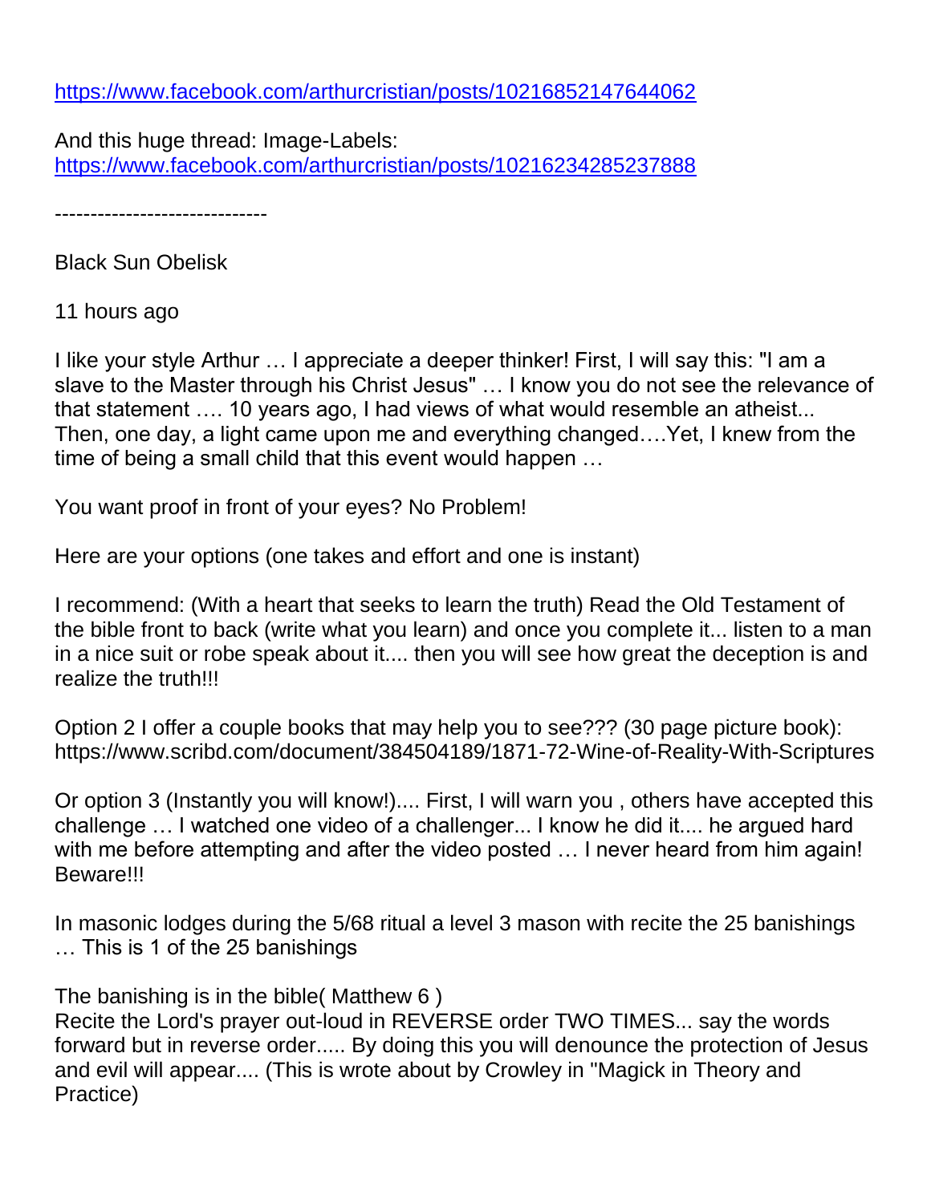https://www.facebook.com/arthurcristian/posts/10216852147644062

And this huge thread: Image-Labels:
https://www.facebook.com/arthurcristian/posts/10216234285237888

------------------------------

Black Sun Obelisk

11 hours ago

I like your style Arthur … I appreciate a deeper thinker! First, I will say this: "I am a slave to the Master through his Christ Jesus" … I know you do not see the relevance of that statement …. 10 years ago, I had views of what would resemble an atheist... Then, one day, a light came upon me and everything changed….Yet, I knew from the time of being a small child that this event would happen …

You want proof in front of your eyes? No Problem!

Here are your options (one takes and effort and one is instant)

I recommend: (With a heart that seeks to learn the truth) Read the Old Testament of the bible front to back (write what you learn) and once you complete it... listen to a man in a nice suit or robe speak about it.... then you will see how great the deception is and realize the truth!!!

Option 2 I offer a couple books that may help you to see??? (30 page picture book): https://www.scribd.com/document/384504189/1871-72-Wine-of-Reality-With-Scriptures

Or option 3 (Instantly you will know!).... First, I will warn you , others have accepted this challenge … I watched one video of a challenger... I know he did it.... he argued hard with me before attempting and after the video posted … I never heard from him again! Beware!!!

In masonic lodges during the 5/68 ritual a level 3 mason with recite the 25 banishings … This is 1 of the 25 banishings

The banishing is in the bible( Matthew 6 )
Recite the Lord's prayer out-loud in REVERSE order TWO TIMES... say the words forward but in reverse order..... By doing this you will denounce the protection of Jesus and evil will appear.... (This is wrote about by Crowley in "Magick in Theory and Practice)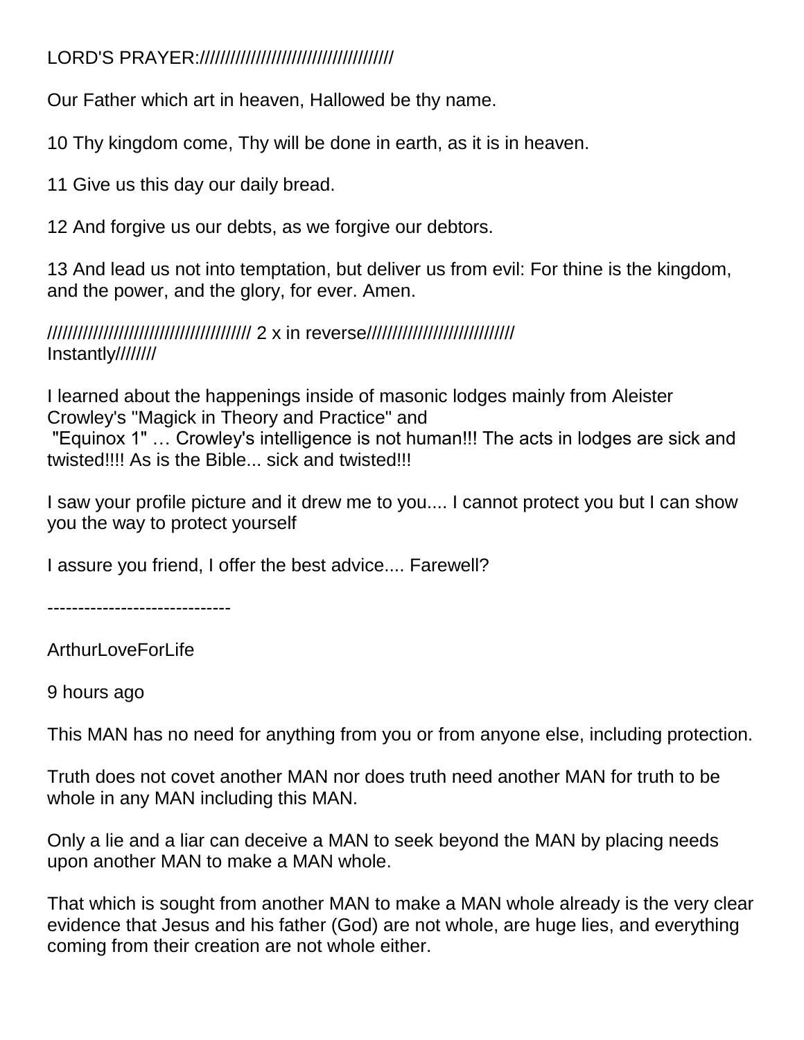LORD'S PRAYER://///////////////////////////////////////

Our Father which art in heaven, Hallowed be thy name.

10 Thy kingdom come, Thy will be done in earth, as it is in heaven.

11 Give us this day our daily bread.

12 And forgive us our debts, as we forgive our debtors.

13 And lead us not into temptation, but deliver us from evil: For thine is the kingdom, and the power, and the glory, for ever. Amen.

///////////////////////////////////////////// 2 x in reverse//////////////////////////////// Instantly////////

I learned about the happenings inside of masonic lodges mainly from Aleister Crowley's "Magick in Theory and Practice" and "Equinox 1" … Crowley's intelligence is not human!!! The acts in lodges are sick and twisted!!!! As is the Bible... sick and twisted!!!

I saw your profile picture and it drew me to you.... I cannot protect you but I can show you the way to protect yourself

I assure you friend, I offer the best advice.... Farewell?

-------------------------------

ArthurLoveForLife

9 hours ago

This MAN has no need for anything from you or from anyone else, including protection.

Truth does not covet another MAN nor does truth need another MAN for truth to be whole in any MAN including this MAN.

Only a lie and a liar can deceive a MAN to seek beyond the MAN by placing needs upon another MAN to make a MAN whole.

That which is sought from another MAN to make a MAN whole already is the very clear evidence that Jesus and his father (God) are not whole, are huge lies, and everything coming from their creation are not whole either.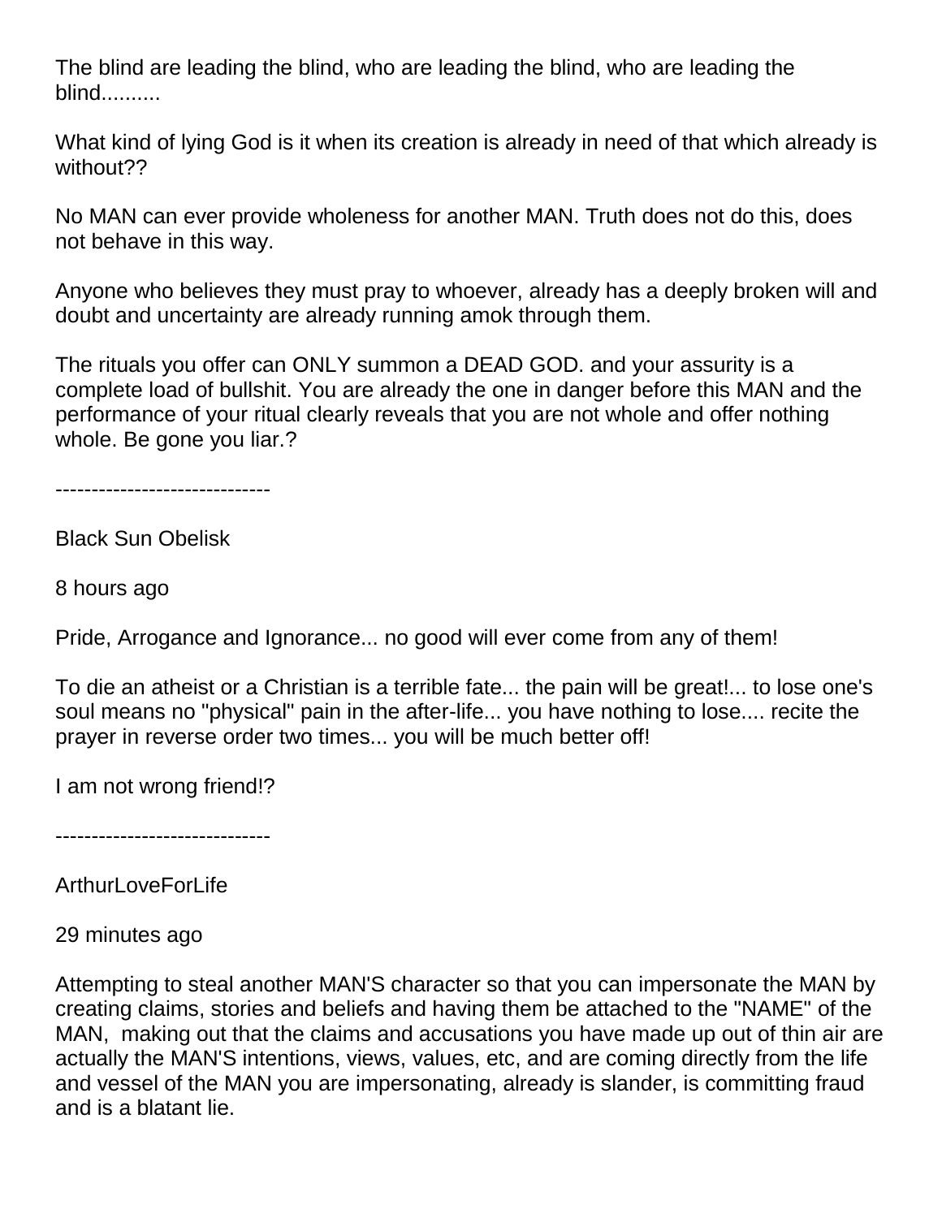The blind are leading the blind, who are leading the blind, who are leading the blind..........

What kind of lying God is it when its creation is already in need of that which already is without??

No MAN can ever provide wholeness for another MAN. Truth does not do this, does not behave in this way.

Anyone who believes they must pray to whoever, already has a deeply broken will and doubt and uncertainty are already running amok through them.

The rituals you offer can ONLY summon a DEAD GOD. and your assurity is a complete load of bullshit. You are already the one in danger before this MAN and the performance of your ritual clearly reveals that you are not whole and offer nothing whole. Be gone you liar.?

------------------------------

Black Sun Obelisk

8 hours ago

Pride, Arrogance and Ignorance... no good will ever come from any of them!

To die an atheist or a Christian is a terrible fate... the pain will be great!... to lose one's soul means no "physical" pain in the after-life... you have nothing to lose.... recite the prayer in reverse order two times... you will be much better off!

I am not wrong friend!?

------------------------------

ArthurLoveForLife

29 minutes ago

Attempting to steal another MAN'S character so that you can impersonate the MAN by creating claims, stories and beliefs and having them be attached to the "NAME" of the MAN, making out that the claims and accusations you have made up out of thin air are actually the MAN'S intentions, views, values, etc, and are coming directly from the life and vessel of the MAN you are impersonating, already is slander, is committing fraud and is a blatant lie.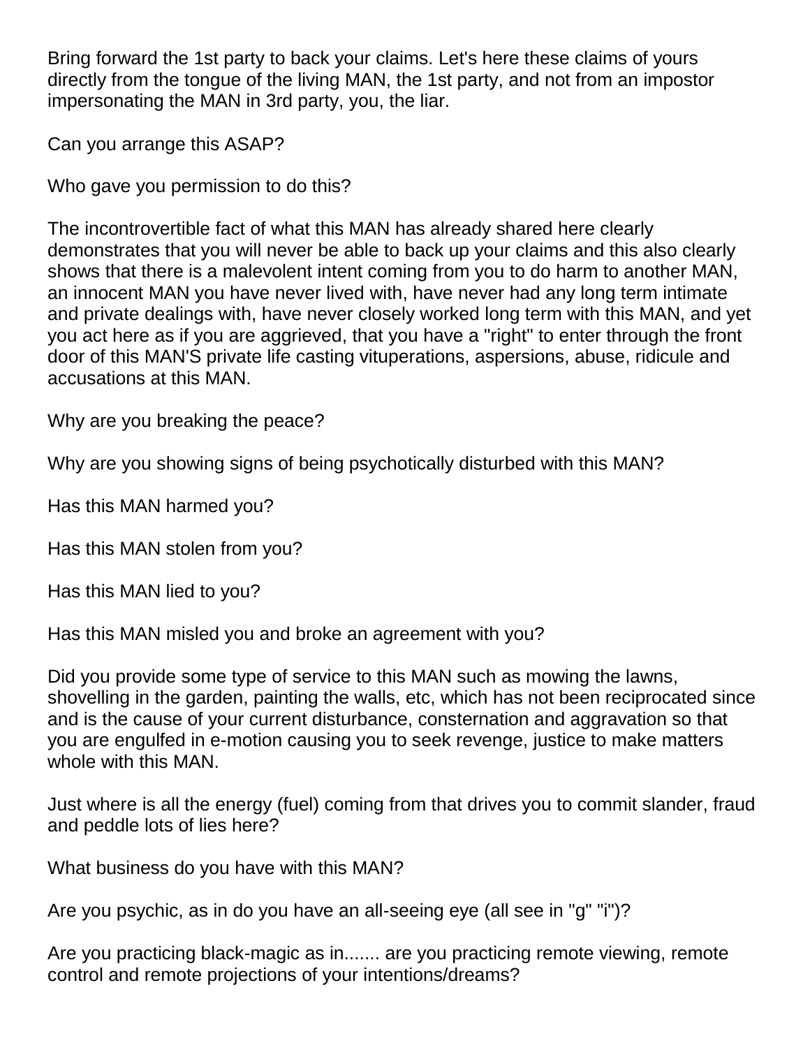Bring forward the 1st party to back your claims. Let's here these claims of yours directly from the tongue of the living MAN, the 1st party, and not from an impostor impersonating the MAN in 3rd party, you, the liar.

Can you arrange this ASAP?

Who gave you permission to do this?

The incontrovertible fact of what this MAN has already shared here clearly demonstrates that you will never be able to back up your claims and this also clearly shows that there is a malevolent intent coming from you to do harm to another MAN, an innocent MAN you have never lived with, have never had any long term intimate and private dealings with, have never closely worked long term with this MAN, and yet you act here as if you are aggrieved, that you have a "right" to enter through the front door of this MAN'S private life casting vituperations, aspersions, abuse, ridicule and accusations at this MAN.

Why are you breaking the peace?

Why are you showing signs of being psychotically disturbed with this MAN?

Has this MAN harmed you?

Has this MAN stolen from you?

Has this MAN lied to you?

Has this MAN misled you and broke an agreement with you?

Did you provide some type of service to this MAN such as mowing the lawns, shovelling in the garden, painting the walls, etc, which has not been reciprocated since and is the cause of your current disturbance, consternation and aggravation so that you are engulfed in e-motion causing you to seek revenge, justice to make matters whole with this MAN.

Just where is all the energy (fuel) coming from that drives you to commit slander, fraud and peddle lots of lies here?

What business do you have with this MAN?

Are you psychic, as in do you have an all-seeing eye (all see in "g" "i")?

Are you practicing black-magic as in....... are you practicing remote viewing, remote control and remote projections of your intentions/dreams?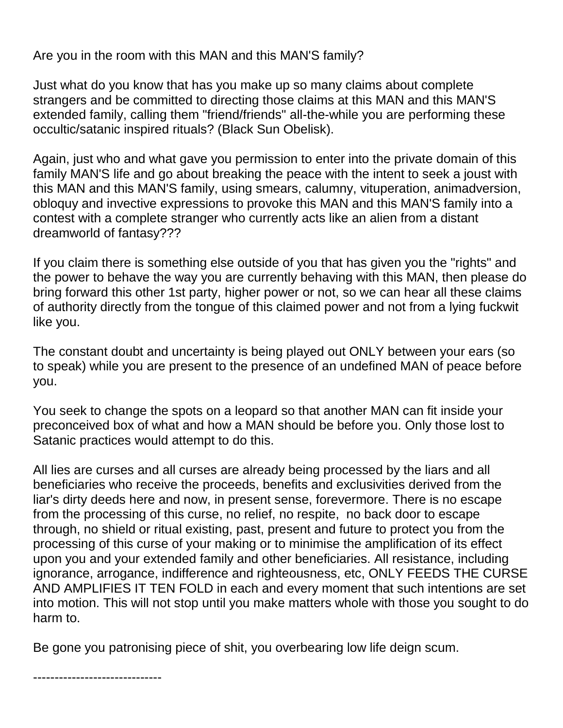Are you in the room with this MAN and this MAN'S family?

Just what do you know that has you make up so many claims about complete strangers and be committed to directing those claims at this MAN and this MAN'S extended family, calling them "friend/friends" all-the-while you are performing these occultic/satanic inspired rituals? (Black Sun Obelisk).

Again, just who and what gave you permission to enter into the private domain of this family MAN'S life and go about breaking the peace with the intent to seek a joust with this MAN and this MAN'S family, using smears, calumny, vituperation, animadversion, obloquy and invective expressions to provoke this MAN and this MAN'S family into a contest with a complete stranger who currently acts like an alien from a distant dreamworld of fantasy???

If you claim there is something else outside of you that has given you the "rights" and the power to behave the way you are currently behaving with this MAN, then please do bring forward this other 1st party, higher power or not, so we can hear all these claims of authority directly from the tongue of this claimed power and not from a lying fuckwit like you.

The constant doubt and uncertainty is being played out ONLY between your ears (so to speak) while you are present to the presence of an undefined MAN of peace before you.

You seek to change the spots on a leopard so that another MAN can fit inside your preconceived box of what and how a MAN should be before you. Only those lost to Satanic practices would attempt to do this.

All lies are curses and all curses are already being processed by the liars and all beneficiaries who receive the proceeds, benefits and exclusivities derived from the liar's dirty deeds here and now, in present sense, forevermore. There is no escape from the processing of this curse, no relief, no respite, no back door to escape through, no shield or ritual existing, past, present and future to protect you from the processing of this curse of your making or to minimise the amplification of its effect upon you and your extended family and other beneficiaries. All resistance, including ignorance, arrogance, indifference and righteousness, etc, ONLY FEEDS THE CURSE AND AMPLIFIES IT TEN FOLD in each and every moment that such intentions are set into motion. This will not stop until you make matters whole with those you sought to do harm to.

Be gone you patronising piece of shit, you overbearing low life deign scum.

------------------------------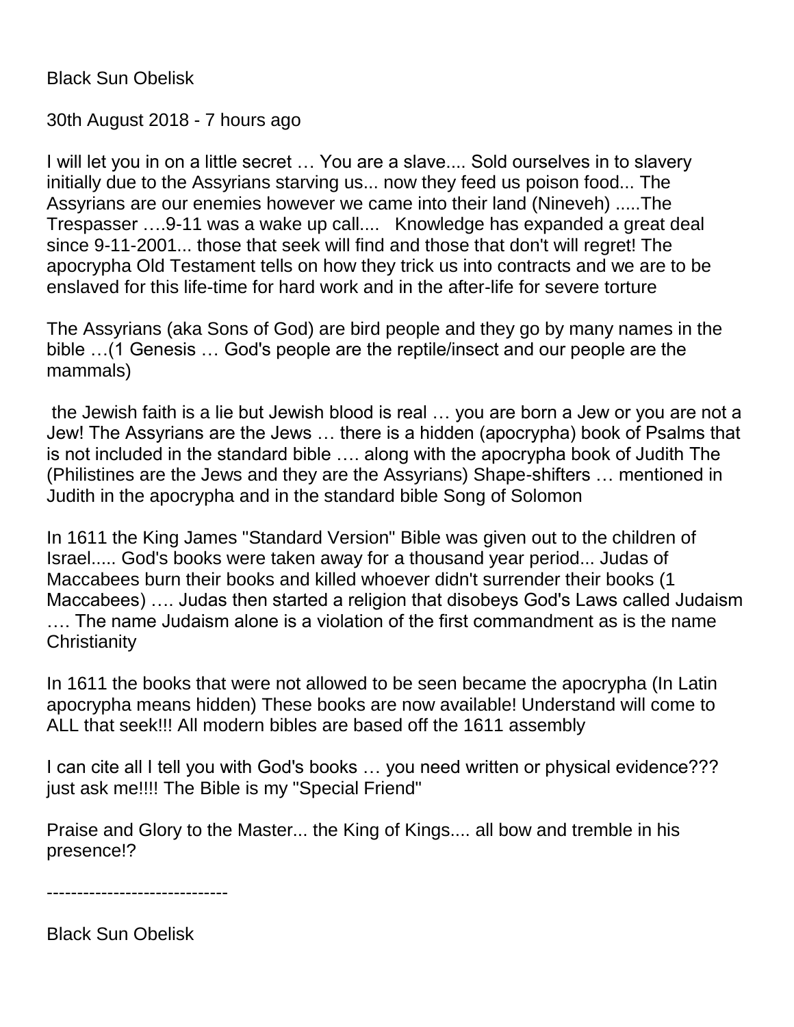Black Sun Obelisk

30th August 2018 - 7 hours ago

I will let you in on a little secret … You are a slave.... Sold ourselves in to slavery initially due to the Assyrians starving us... now they feed us poison food... The Assyrians are our enemies however we came into their land (Nineveh) .....The Trespasser ….9-11 was a wake up call.... Knowledge has expanded a great deal since 9-11-2001... those that seek will find and those that don't will regret! The apocrypha Old Testament tells on how they trick us into contracts and we are to be enslaved for this life-time for hard work and in the after-life for severe torture

The Assyrians (aka Sons of God) are bird people and they go by many names in the bible …(1 Genesis … God's people are the reptile/insect and our people are the mammals)

the Jewish faith is a lie but Jewish blood is real … you are born a Jew or you are not a Jew! The Assyrians are the Jews … there is a hidden (apocrypha) book of Psalms that is not included in the standard bible …. along with the apocrypha book of Judith The (Philistines are the Jews and they are the Assyrians) Shape-shifters … mentioned in Judith in the apocrypha and in the standard bible Song of Solomon

In 1611 the King James "Standard Version" Bible was given out to the children of Israel..... God's books were taken away for a thousand year period... Judas of Maccabees burn their books and killed whoever didn't surrender their books (1 Maccabees) …. Judas then started a religion that disobeys God's Laws called Judaism …. The name Judaism alone is a violation of the first commandment as is the name Christianity

In 1611 the books that were not allowed to be seen became the apocrypha (In Latin apocrypha means hidden) These books are now available! Understand will come to ALL that seek!!! All modern bibles are based off the 1611 assembly

I can cite all I tell you with God's books … you need written or physical evidence??? just ask me!!!! The Bible is my "Special Friend"

Praise and Glory to the Master... the King of Kings.... all bow and tremble in his presence!?

------------------------------

Black Sun Obelisk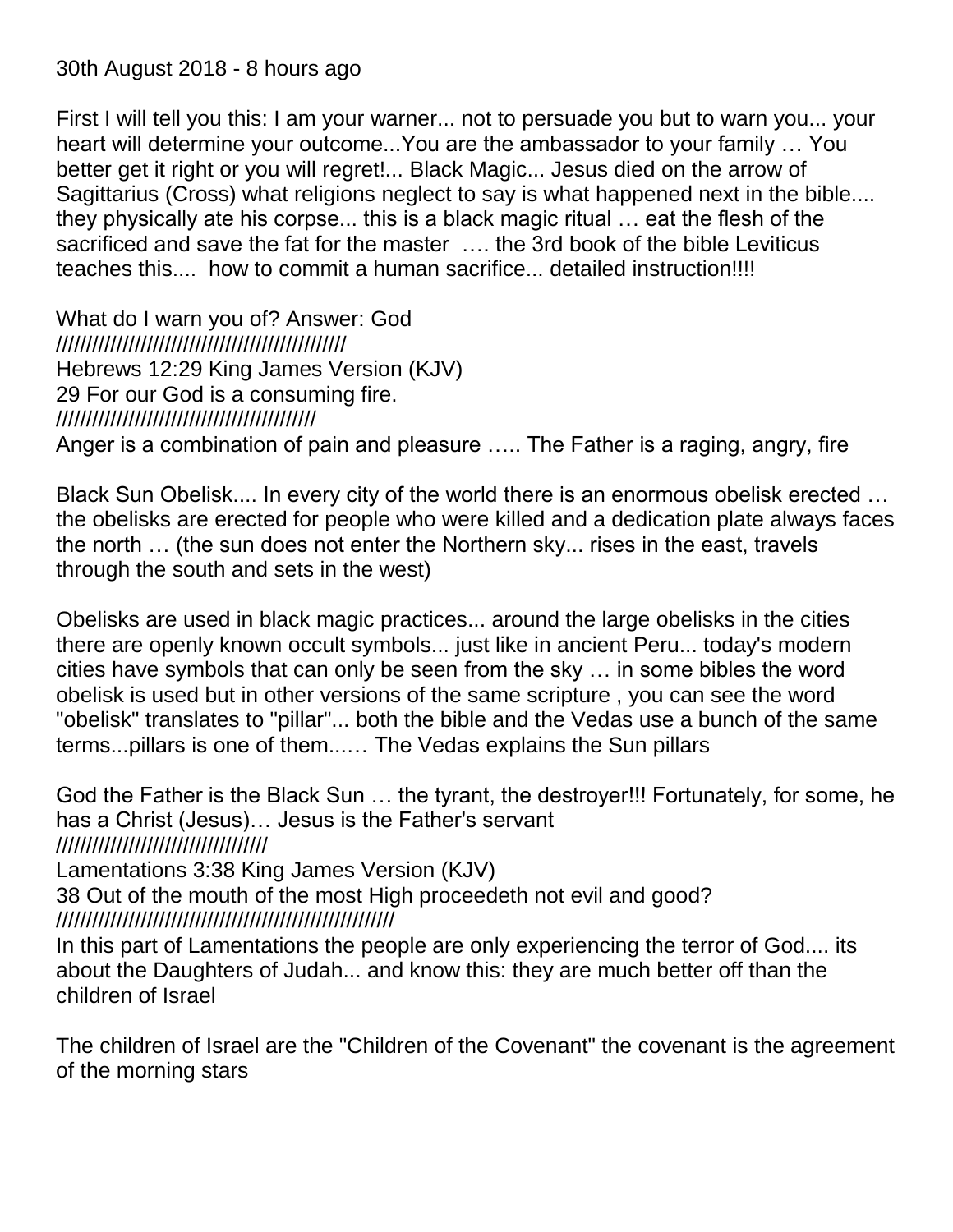30th August 2018 - 8 hours ago

First I will tell you this: I am your warner... not to persuade you but to warn you... your heart will determine your outcome...You are the ambassador to your family … You better get it right or you will regret!... Black Magic... Jesus died on the arrow of Sagittarius (Cross) what religions neglect to say is what happened next in the bible.... they physically ate his corpse... this is a black magic ritual … eat the flesh of the sacrificed and save the fat for the master …. the 3rd book of the bible Leviticus teaches this.... how to commit a human sacrifice... detailed instruction!!!!

What do I warn you of? Answer: God
///////////////////////////////////////////////
Hebrews 12:29 King James Version (KJV)
29 For our God is a consuming fire.
//////////////////////////////////////////
Anger is a combination of pain and pleasure ….. The Father is a raging, angry, fire

Black Sun Obelisk.... In every city of the world there is an enormous obelisk erected … the obelisks are erected for people who were killed and a dedication plate always faces the north … (the sun does not enter the Northern sky... rises in the east, travels through the south and sets in the west)

Obelisks are used in black magic practices... around the large obelisks in the cities there are openly known occult symbols... just like in ancient Peru... today's modern cities have symbols that can only be seen from the sky … in some bibles the word obelisk is used but in other versions of the same scripture , you can see the word "obelisk" translates to "pillar"... both the bible and the Vedas use a bunch of the same terms...pillars is one of them..… The Vedas explains the Sun pillars

God the Father is the Black Sun … the tyrant, the destroyer!!! Fortunately, for some, he has a Christ (Jesus)… Jesus is the Father's servant
//////////////////////////////////
Lamentations 3:38 King James Version (KJV)
38 Out of the mouth of the most High proceedeth not evil and good?
///////////////////////////////////////////////////////
In this part of Lamentations the people are only experiencing the terror of God.... its about the Daughters of Judah... and know this: they are much better off than the children of Israel

The children of Israel are the "Children of the Covenant" the covenant is the agreement of the morning stars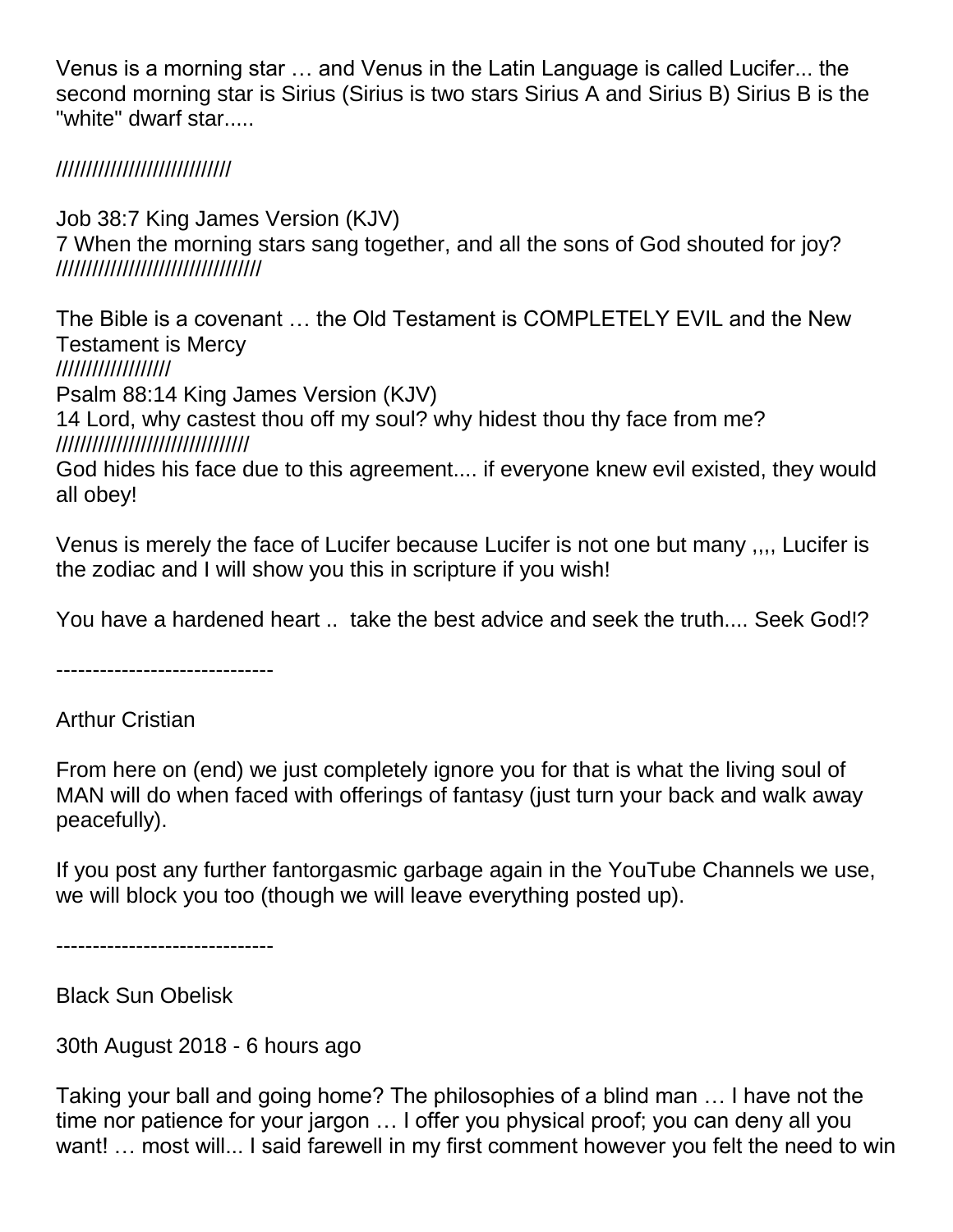Venus is a morning star … and Venus in the Latin Language is called Lucifer... the second morning star is Sirius (Sirius is two stars Sirius A and Sirius B) Sirius B is the "white" dwarf star.....

////////////////////////////

Job 38:7 King James Version (KJV)
7 When the morning stars sang together, and all the sons of God shouted for joy?
/////////////////////////////////

The Bible is a covenant … the Old Testament is COMPLETELY EVIL and the New Testament is Mercy
//////////////////
Psalm 88:14 King James Version (KJV)
14 Lord, why castest thou off my soul? why hidest thou thy face from me?
///////////////////////////////
God hides his face due to this agreement.... if everyone knew evil existed, they would all obey!

Venus is merely the face of Lucifer because Lucifer is not one but many ,,,, Lucifer is the zodiac and I will show you this in scripture if you wish!

You have a hardened heart .. take the best advice and seek the truth.... Seek God!?

------------------------------

Arthur Cristian

From here on (end) we just completely ignore you for that is what the living soul of MAN will do when faced with offerings of fantasy (just turn your back and walk away peacefully).

If you post any further fantorgasmic garbage again in the YouTube Channels we use, we will block you too (though we will leave everything posted up).

------------------------------

Black Sun Obelisk

30th August 2018 - 6 hours ago

Taking your ball and going home? The philosophies of a blind man … I have not the time nor patience for your jargon … I offer you physical proof; you can deny all you want! … most will... I said farewell in my first comment however you felt the need to win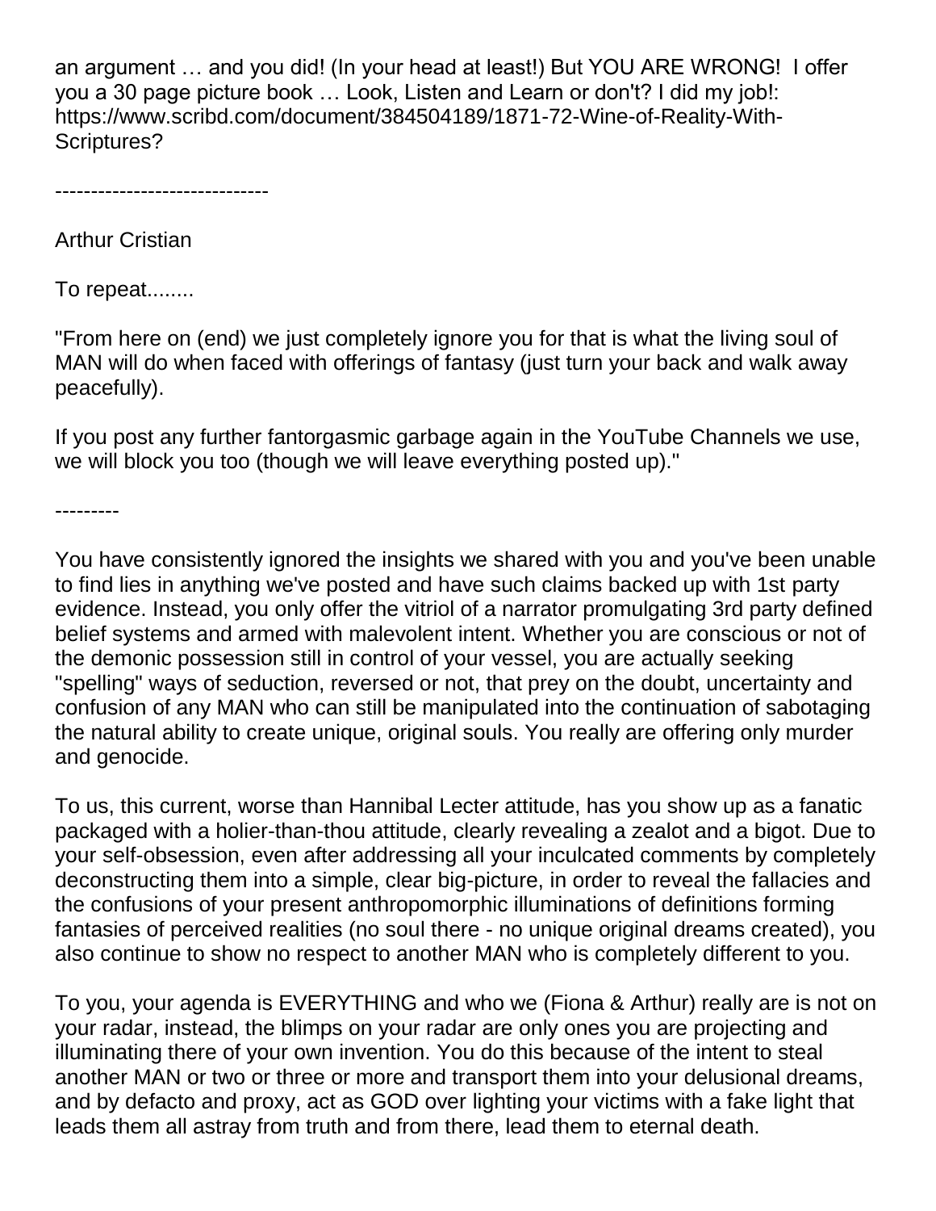an argument … and you did! (In your head at least!) But YOU ARE WRONG! I offer you a 30 page picture book … Look, Listen and Learn or don't? I did my job!: https://www.scribd.com/document/384504189/1871-72-Wine-of-Reality-With-Scriptures?

------------------------------

Arthur Cristian

To repeat........

"From here on (end) we just completely ignore you for that is what the living soul of MAN will do when faced with offerings of fantasy (just turn your back and walk away peacefully).

If you post any further fantorgasmic garbage again in the YouTube Channels we use, we will block you too (though we will leave everything posted up)."

---------

You have consistently ignored the insights we shared with you and you've been unable to find lies in anything we've posted and have such claims backed up with 1st party evidence. Instead, you only offer the vitriol of a narrator promulgating 3rd party defined belief systems and armed with malevolent intent. Whether you are conscious or not of the demonic possession still in control of your vessel, you are actually seeking "spelling" ways of seduction, reversed or not, that prey on the doubt, uncertainty and confusion of any MAN who can still be manipulated into the continuation of sabotaging the natural ability to create unique, original souls. You really are offering only murder and genocide.

To us, this current, worse than Hannibal Lecter attitude, has you show up as a fanatic packaged with a holier-than-thou attitude, clearly revealing a zealot and a bigot. Due to your self-obsession, even after addressing all your inculcated comments by completely deconstructing them into a simple, clear big-picture, in order to reveal the fallacies and the confusions of your present anthropomorphic illuminations of definitions forming fantasies of perceived realities (no soul there - no unique original dreams created), you also continue to show no respect to another MAN who is completely different to you.

To you, your agenda is EVERYTHING and who we (Fiona & Arthur) really are is not on your radar, instead, the blimps on your radar are only ones you are projecting and illuminating there of your own invention. You do this because of the intent to steal another MAN or two or three or more and transport them into your delusional dreams, and by defacto and proxy, act as GOD over lighting your victims with a fake light that leads them all astray from truth and from there, lead them to eternal death.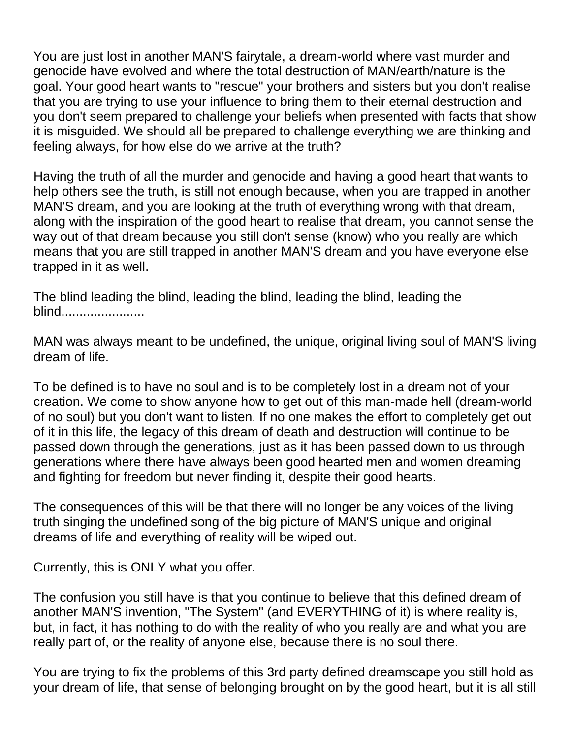You are just lost in another MAN'S fairytale, a dream-world where vast murder and genocide have evolved and where the total destruction of MAN/earth/nature is the goal. Your good heart wants to "rescue" your brothers and sisters but you don't realise that you are trying to use your influence to bring them to their eternal destruction and you don't seem prepared to challenge your beliefs when presented with facts that show it is misguided. We should all be prepared to challenge everything we are thinking and feeling always, for how else do we arrive at the truth?

Having the truth of all the murder and genocide and having a good heart that wants to help others see the truth, is still not enough because, when you are trapped in another MAN'S dream, and you are looking at the truth of everything wrong with that dream, along with the inspiration of the good heart to realise that dream, you cannot sense the way out of that dream because you still don't sense (know) who you really are which means that you are still trapped in another MAN'S dream and you have everyone else trapped in it as well.

The blind leading the blind, leading the blind, leading the blind, leading the blind.......................

MAN was always meant to be undefined, the unique, original living soul of MAN'S living dream of life.

To be defined is to have no soul and is to be completely lost in a dream not of your creation. We come to show anyone how to get out of this man-made hell (dream-world of no soul) but you don't want to listen. If no one makes the effort to completely get out of it in this life, the legacy of this dream of death and destruction will continue to be passed down through the generations, just as it has been passed down to us through generations where there have always been good hearted men and women dreaming and fighting for freedom but never finding it, despite their good hearts.

The consequences of this will be that there will no longer be any voices of the living truth singing the undefined song of the big picture of MAN'S unique and original dreams of life and everything of reality will be wiped out.

Currently, this is ONLY what you offer.

The confusion you still have is that you continue to believe that this defined dream of another MAN'S invention, "The System" (and EVERYTHING of it) is where reality is, but, in fact, it has nothing to do with the reality of who you really are and what you are really part of, or the reality of anyone else, because there is no soul there.

You are trying to fix the problems of this 3rd party defined dreamscape you still hold as your dream of life, that sense of belonging brought on by the good heart, but it is all still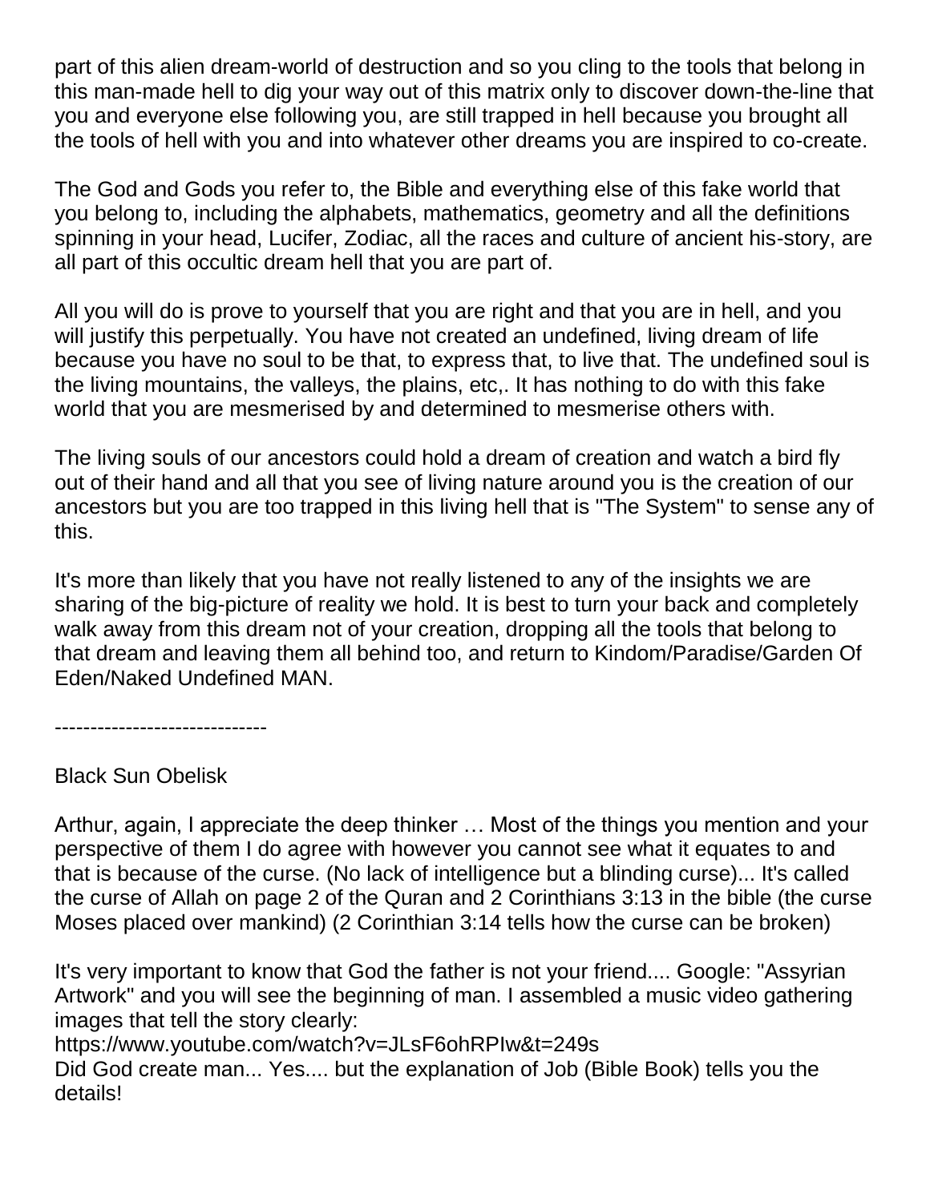part of this alien dream-world of destruction and so you cling to the tools that belong in this man-made hell to dig your way out of this matrix only to discover down-the-line that you and everyone else following you, are still trapped in hell because you brought all the tools of hell with you and into whatever other dreams you are inspired to co-create.

The God and Gods you refer to, the Bible and everything else of this fake world that you belong to, including the alphabets, mathematics, geometry and all the definitions spinning in your head, Lucifer, Zodiac, all the races and culture of ancient his-story, are all part of this occultic dream hell that you are part of.

All you will do is prove to yourself that you are right and that you are in hell, and you will justify this perpetually. You have not created an undefined, living dream of life because you have no soul to be that, to express that, to live that. The undefined soul is the living mountains, the valleys, the plains, etc,. It has nothing to do with this fake world that you are mesmerised by and determined to mesmerise others with.

The living souls of our ancestors could hold a dream of creation and watch a bird fly out of their hand and all that you see of living nature around you is the creation of our ancestors but you are too trapped in this living hell that is "The System" to sense any of this.

It's more than likely that you have not really listened to any of the insights we are sharing of the big-picture of reality we hold. It is best to turn your back and completely walk away from this dream not of your creation, dropping all the tools that belong to that dream and leaving them all behind too, and return to Kindom/Paradise/Garden Of Eden/Naked Undefined MAN.

------------------------------

Black Sun Obelisk

Arthur, again, I appreciate the deep thinker … Most of the things you mention and your perspective of them I do agree with however you cannot see what it equates to and that is because of the curse. (No lack of intelligence but a blinding curse)... It's called the curse of Allah on page 2 of the Quran and 2 Corinthians 3:13 in the bible (the curse Moses placed over mankind) (2 Corinthian 3:14 tells how the curse can be broken)

It's very important to know that God the father is not your friend.... Google: "Assyrian Artwork" and you will see the beginning of man. I assembled a music video gathering images that tell the story clearly:
https://www.youtube.com/watch?v=JLsF6ohRPIw&t=249s
Did God create man... Yes.... but the explanation of Job (Bible Book) tells you the details!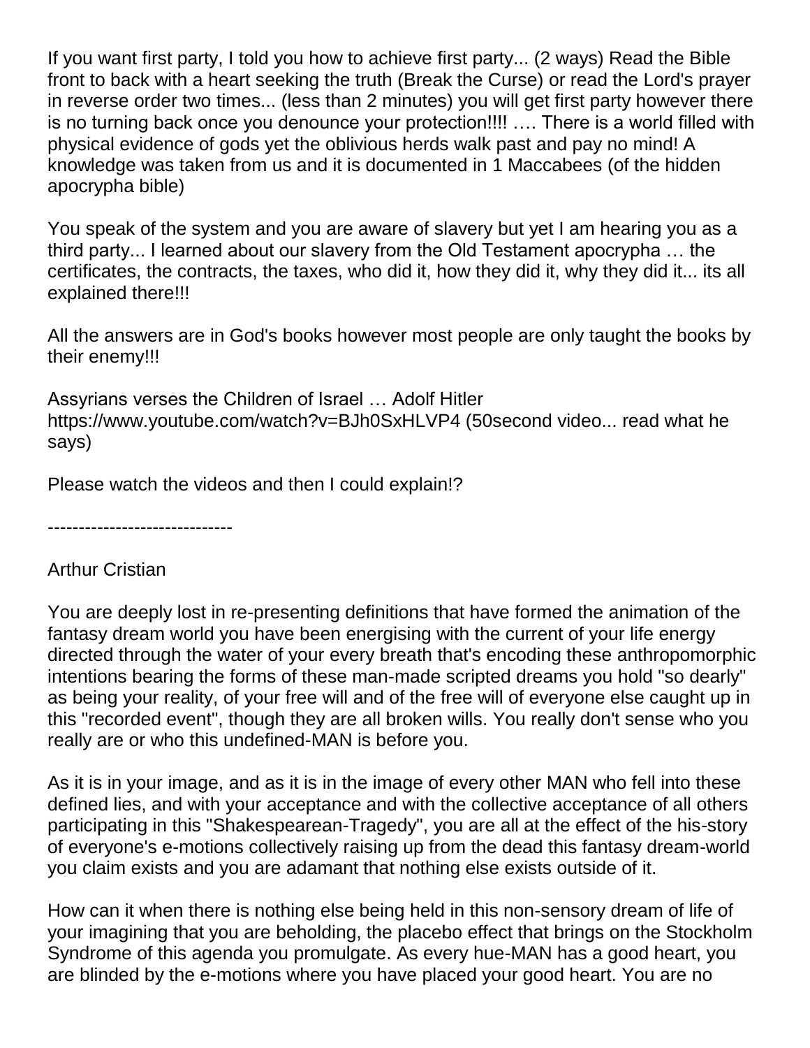If you want first party, I told you how to achieve first party... (2 ways) Read the Bible front to back with a heart seeking the truth (Break the Curse) or read the Lord's prayer in reverse order two times... (less than 2 minutes) you will get first party however there is no turning back once you denounce your protection!!!! …. There is a world filled with physical evidence of gods yet the oblivious herds walk past and pay no mind! A knowledge was taken from us and it is documented in 1 Maccabees (of the hidden apocrypha bible)

You speak of the system and you are aware of slavery but yet I am hearing you as a third party... I learned about our slavery from the Old Testament apocrypha … the certificates, the contracts, the taxes, who did it, how they did it, why they did it... its all explained there!!!

All the answers are in God's books however most people are only taught the books by their enemy!!!

Assyrians verses the Children of Israel … Adolf Hitler https://www.youtube.com/watch?v=BJh0SxHLVP4 (50second video... read what he says)

Please watch the videos and then I could explain!?

------------------------------

Arthur Cristian

You are deeply lost in re-presenting definitions that have formed the animation of the fantasy dream world you have been energising with the current of your life energy directed through the water of your every breath that's encoding these anthropomorphic intentions bearing the forms of these man-made scripted dreams you hold "so dearly" as being your reality, of your free will and of the free will of everyone else caught up in this "recorded event", though they are all broken wills. You really don't sense who you really are or who this undefined-MAN is before you.

As it is in your image, and as it is in the image of every other MAN who fell into these defined lies, and with your acceptance and with the collective acceptance of all others participating in this "Shakespearean-Tragedy", you are all at the effect of the his-story of everyone's e-motions collectively raising up from the dead this fantasy dream-world you claim exists and you are adamant that nothing else exists outside of it.

How can it when there is nothing else being held in this non-sensory dream of life of your imagining that you are beholding, the placebo effect that brings on the Stockholm Syndrome of this agenda you promulgate. As every hue-MAN has a good heart, you are blinded by the e-motions where you have placed your good heart. You are no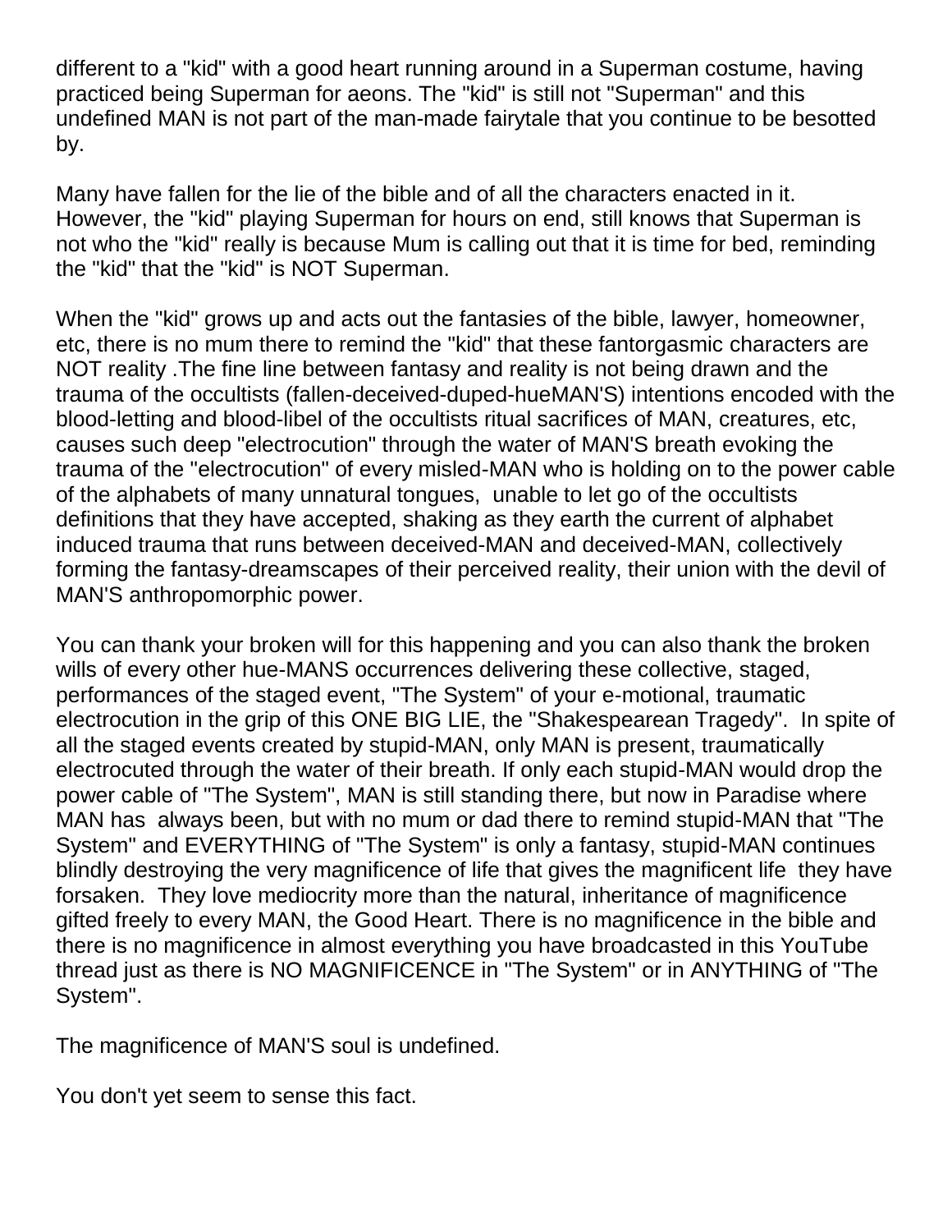different to a "kid" with a good heart running around in a Superman costume, having practiced being Superman for aeons. The "kid" is still not "Superman" and this undefined MAN is not part of the man-made fairytale that you continue to be besotted by.

Many have fallen for the lie of the bible and of all the characters enacted in it. However, the "kid" playing Superman for hours on end, still knows that Superman is not who the "kid" really is because Mum is calling out that it is time for bed, reminding the "kid" that the "kid" is NOT Superman.

When the "kid" grows up and acts out the fantasies of the bible, lawyer, homeowner, etc, there is no mum there to remind the "kid" that these fantorgasmic characters are NOT reality .The fine line between fantasy and reality is not being drawn and the trauma of the occultists (fallen-deceived-duped-hueMAN'S) intentions encoded with the blood-letting and blood-libel of the occultists ritual sacrifices of MAN, creatures, etc, causes such deep "electrocution" through the water of MAN'S breath evoking the trauma of the "electrocution" of every misled-MAN who is holding on to the power cable of the alphabets of many unnatural tongues, unable to let go of the occultists definitions that they have accepted, shaking as they earth the current of alphabet induced trauma that runs between deceived-MAN and deceived-MAN, collectively forming the fantasy-dreamscapes of their perceived reality, their union with the devil of MAN'S anthropomorphic power.

You can thank your broken will for this happening and you can also thank the broken wills of every other hue-MANS occurrences delivering these collective, staged, performances of the staged event, "The System" of your e-motional, traumatic electrocution in the grip of this ONE BIG LIE, the "Shakespearean Tragedy". In spite of all the staged events created by stupid-MAN, only MAN is present, traumatically electrocuted through the water of their breath. If only each stupid-MAN would drop the power cable of "The System", MAN is still standing there, but now in Paradise where MAN has always been, but with no mum or dad there to remind stupid-MAN that "The System" and EVERYTHING of "The System" is only a fantasy, stupid-MAN continues blindly destroying the very magnificence of life that gives the magnificent life they have forsaken. They love mediocrity more than the natural, inheritance of magnificence gifted freely to every MAN, the Good Heart. There is no magnificence in the bible and there is no magnificence in almost everything you have broadcasted in this YouTube thread just as there is NO MAGNIFICENCE in "The System" or in ANYTHING of "The System".

The magnificence of MAN'S soul is undefined.

You don't yet seem to sense this fact.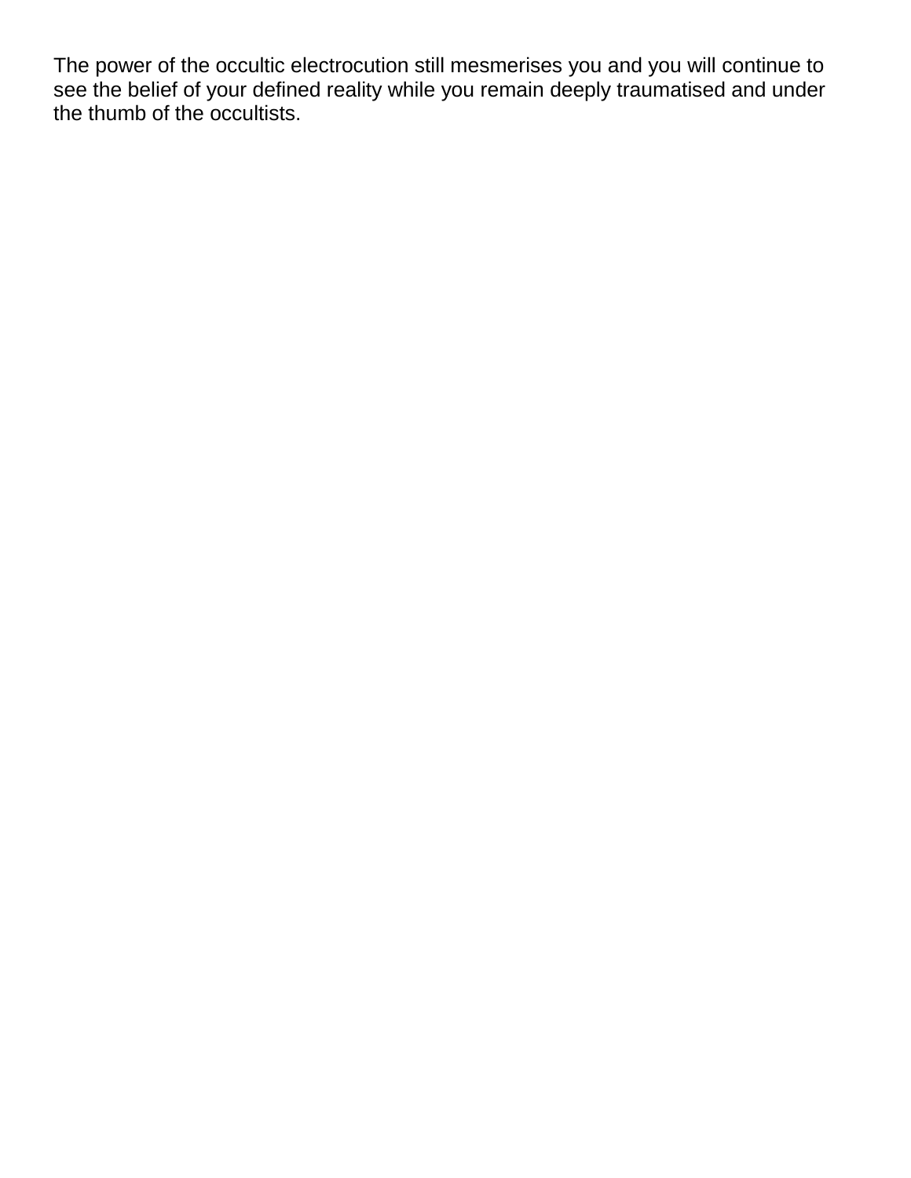The power of the occultic electrocution still mesmerises you and you will continue to see the belief of your defined reality while you remain deeply traumatised and under the thumb of the occultists.